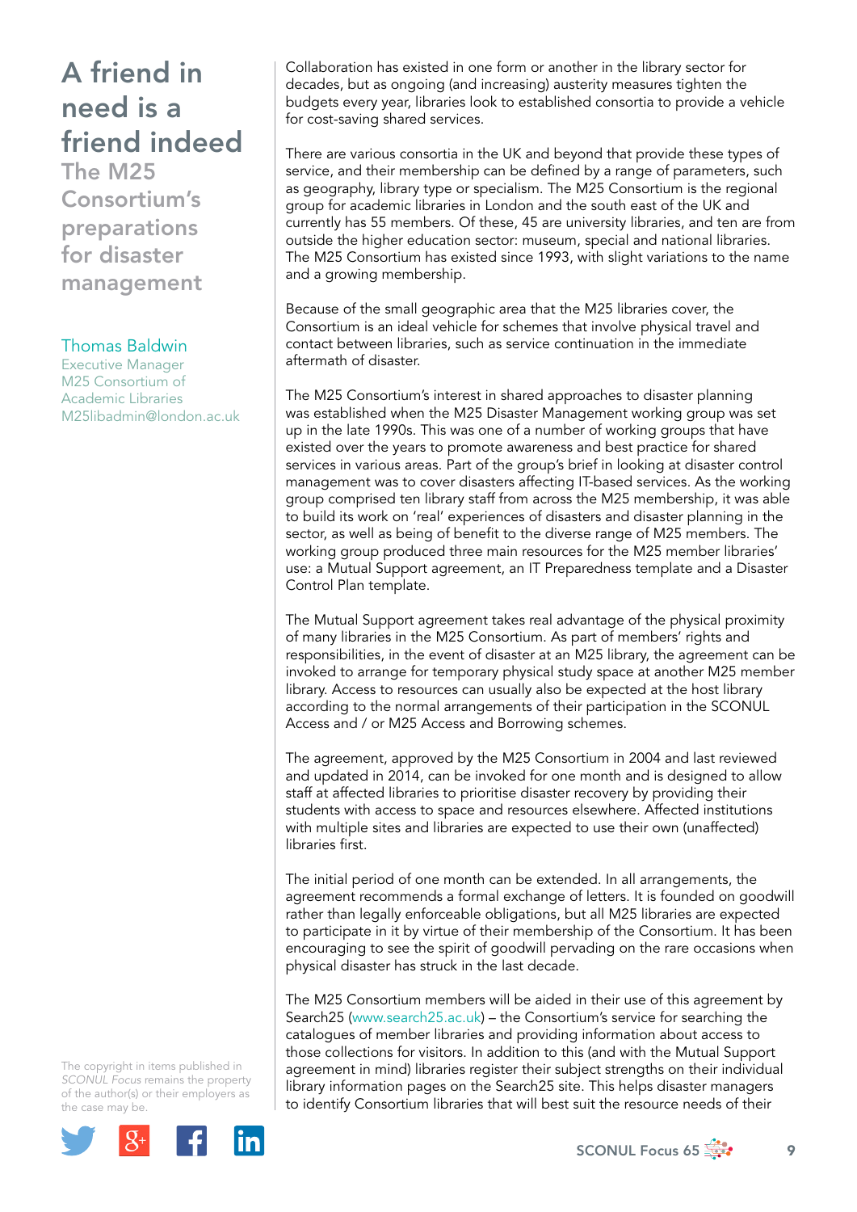# A friend in need is a friend indeed

## The M25 Consortium's preparations for disaster management

Thomas Baldwin
Executive Manager
M25 Consortium of Academic Libraries
M25libadmin@london.ac.uk

Collaboration has existed in one form or another in the library sector for decades, but as ongoing (and increasing) austerity measures tighten the budgets every year, libraries look to established consortia to provide a vehicle for cost-saving shared services.

There are various consortia in the UK and beyond that provide these types of service, and their membership can be defined by a range of parameters, such as geography, library type or specialism. The M25 Consortium is the regional group for academic libraries in London and the south east of the UK and currently has 55 members. Of these, 45 are university libraries, and ten are from outside the higher education sector: museum, special and national libraries. The M25 Consortium has existed since 1993, with slight variations to the name and a growing membership.

Because of the small geographic area that the M25 libraries cover, the Consortium is an ideal vehicle for schemes that involve physical travel and contact between libraries, such as service continuation in the immediate aftermath of disaster.

The M25 Consortium's interest in shared approaches to disaster planning was established when the M25 Disaster Management working group was set up in the late 1990s. This was one of a number of working groups that have existed over the years to promote awareness and best practice for shared services in various areas. Part of the group's brief in looking at disaster control management was to cover disasters affecting IT-based services. As the working group comprised ten library staff from across the M25 membership, it was able to build its work on 'real' experiences of disasters and disaster planning in the sector, as well as being of benefit to the diverse range of M25 members. The working group produced three main resources for the M25 member libraries' use: a Mutual Support agreement, an IT Preparedness template and a Disaster Control Plan template.

The Mutual Support agreement takes real advantage of the physical proximity of many libraries in the M25 Consortium. As part of members' rights and responsibilities, in the event of disaster at an M25 library, the agreement can be invoked to arrange for temporary physical study space at another M25 member library. Access to resources can usually also be expected at the host library according to the normal arrangements of their participation in the SCONUL Access and / or M25 Access and Borrowing schemes.

The agreement, approved by the M25 Consortium in 2004 and last reviewed and updated in 2014, can be invoked for one month and is designed to allow staff at affected libraries to prioritise disaster recovery by providing their students with access to space and resources elsewhere. Affected institutions with multiple sites and libraries are expected to use their own (unaffected) libraries first.

The initial period of one month can be extended. In all arrangements, the agreement recommends a formal exchange of letters. It is founded on goodwill rather than legally enforceable obligations, but all M25 libraries are expected to participate in it by virtue of their membership of the Consortium. It has been encouraging to see the spirit of goodwill pervading on the rare occasions when physical disaster has struck in the last decade.

The M25 Consortium members will be aided in their use of this agreement by Search25 (www.search25.ac.uk) – the Consortium's service for searching the catalogues of member libraries and providing information about access to those collections for visitors. In addition to this (and with the Mutual Support agreement in mind) libraries register their subject strengths on their individual library information pages on the Search25 site. This helps disaster managers to identify Consortium libraries that will best suit the resource needs of their

The copyright in items published in *SCONUL Focus* remains the property of the author(s) or their employers as the case may be.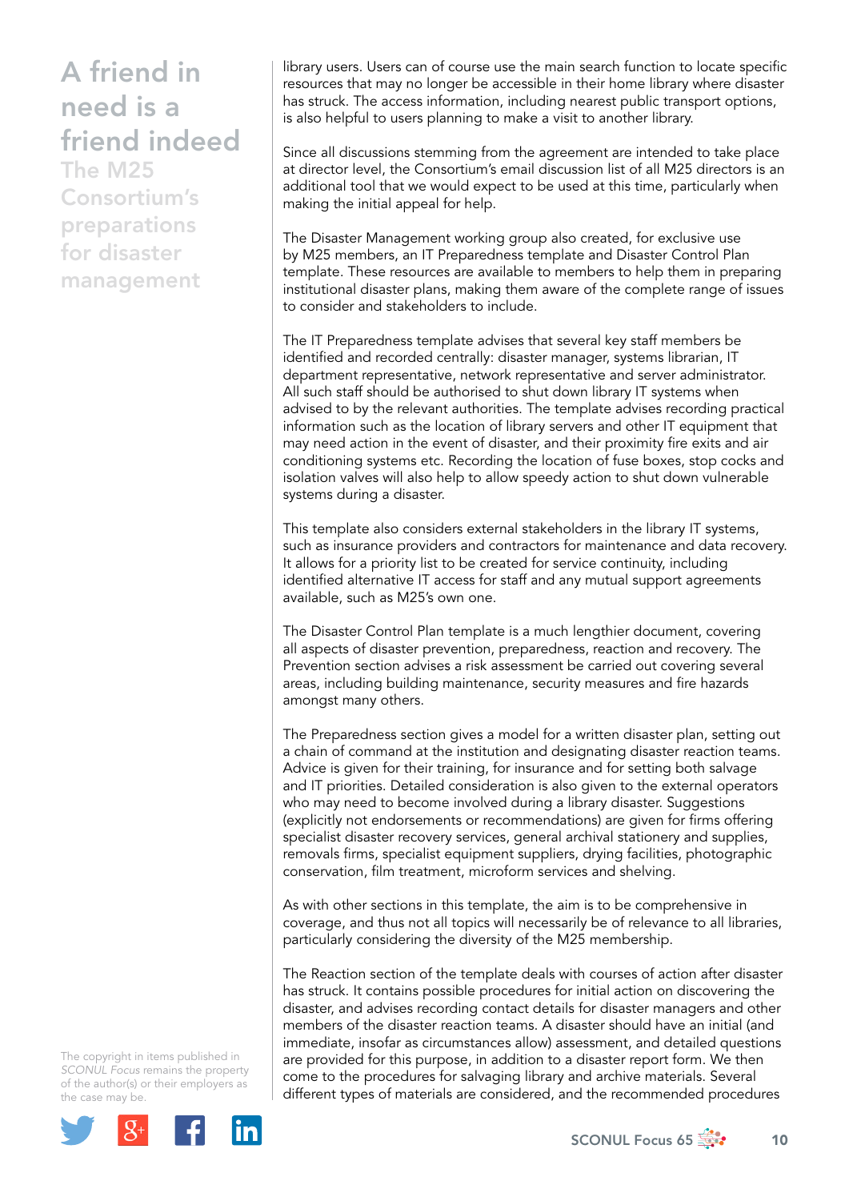# A friend in need is a friend indeed

## The M25 Consortium's preparations for disaster management

library users. Users can of course use the main search function to locate specific resources that may no longer be accessible in their home library where disaster has struck. The access information, including nearest public transport options, is also helpful to users planning to make a visit to another library.

Since all discussions stemming from the agreement are intended to take place at director level, the Consortium's email discussion list of all M25 directors is an additional tool that we would expect to be used at this time, particularly when making the initial appeal for help.

The Disaster Management working group also created, for exclusive use by M25 members, an IT Preparedness template and Disaster Control Plan template. These resources are available to members to help them in preparing institutional disaster plans, making them aware of the complete range of issues to consider and stakeholders to include.

The IT Preparedness template advises that several key staff members be identified and recorded centrally: disaster manager, systems librarian, IT department representative, network representative and server administrator. All such staff should be authorised to shut down library IT systems when advised to by the relevant authorities. The template advises recording practical information such as the location of library servers and other IT equipment that may need action in the event of disaster, and their proximity fire exits and air conditioning systems etc. Recording the location of fuse boxes, stop cocks and isolation valves will also help to allow speedy action to shut down vulnerable systems during a disaster.

This template also considers external stakeholders in the library IT systems, such as insurance providers and contractors for maintenance and data recovery. It allows for a priority list to be created for service continuity, including identified alternative IT access for staff and any mutual support agreements available, such as M25's own one.

The Disaster Control Plan template is a much lengthier document, covering all aspects of disaster prevention, preparedness, reaction and recovery. The Prevention section advises a risk assessment be carried out covering several areas, including building maintenance, security measures and fire hazards amongst many others.

The Preparedness section gives a model for a written disaster plan, setting out a chain of command at the institution and designating disaster reaction teams. Advice is given for their training, for insurance and for setting both salvage and IT priorities. Detailed consideration is also given to the external operators who may need to become involved during a library disaster. Suggestions (explicitly not endorsements or recommendations) are given for firms offering specialist disaster recovery services, general archival stationery and supplies, removals firms, specialist equipment suppliers, drying facilities, photographic conservation, film treatment, microform services and shelving.

As with other sections in this template, the aim is to be comprehensive in coverage, and thus not all topics will necessarily be of relevance to all libraries, particularly considering the diversity of the M25 membership.

The Reaction section of the template deals with courses of action after disaster has struck. It contains possible procedures for initial action on discovering the disaster, and advises recording contact details for disaster managers and other members of the disaster reaction teams. A disaster should have an initial (and immediate, insofar as circumstances allow) assessment, and detailed questions are provided for this purpose, in addition to a disaster report form. We then come to the procedures for salvaging library and archive materials. Several different types of materials are considered, and the recommended procedures

The copyright in items published in *SCONUL Focus* remains the property of the author(s) or their employers as the case may be.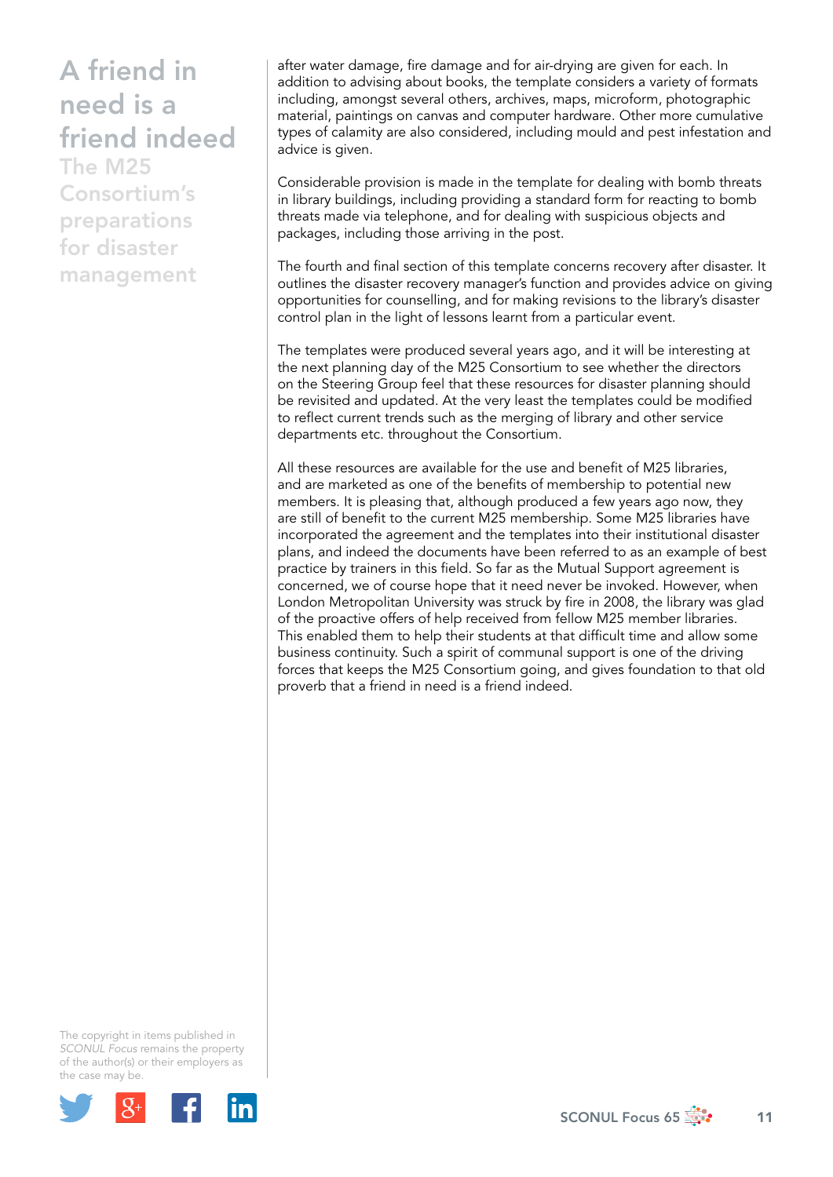after water damage, fire damage and for air-drying are given for each. In addition to advising about books, the template considers a variety of formats including, amongst several others, archives, maps, microform, photographic material, paintings on canvas and computer hardware. Other more cumulative types of calamity are also considered, including mould and pest infestation and advice is given.

Considerable provision is made in the template for dealing with bomb threats in library buildings, including providing a standard form for reacting to bomb threats made via telephone, and for dealing with suspicious objects and packages, including those arriving in the post.

The fourth and final section of this template concerns recovery after disaster. It outlines the disaster recovery manager's function and provides advice on giving opportunities for counselling, and for making revisions to the library's disaster control plan in the light of lessons learnt from a particular event.

The templates were produced several years ago, and it will be interesting at the next planning day of the M25 Consortium to see whether the directors on the Steering Group feel that these resources for disaster planning should be revisited and updated. At the very least the templates could be modified to reflect current trends such as the merging of library and other service departments etc. throughout the Consortium.

All these resources are available for the use and benefit of M25 libraries, and are marketed as one of the benefits of membership to potential new members. It is pleasing that, although produced a few years ago now, they are still of benefit to the current M25 membership. Some M25 libraries have incorporated the agreement and the templates into their institutional disaster plans, and indeed the documents have been referred to as an example of best practice by trainers in this field. So far as the Mutual Support agreement is concerned, we of course hope that it need never be invoked. However, when London Metropolitan University was struck by fire in 2008, the library was glad of the proactive offers of help received from fellow M25 member libraries. This enabled them to help their students at that difficult time and allow some business continuity. Such a spirit of communal support is one of the driving forces that keeps the M25 Consortium going, and gives foundation to that old proverb that a friend in need is a friend indeed.

The copyright in items published in *SCONUL Focus* remains the property of the author(s) or their employers as the case may be.